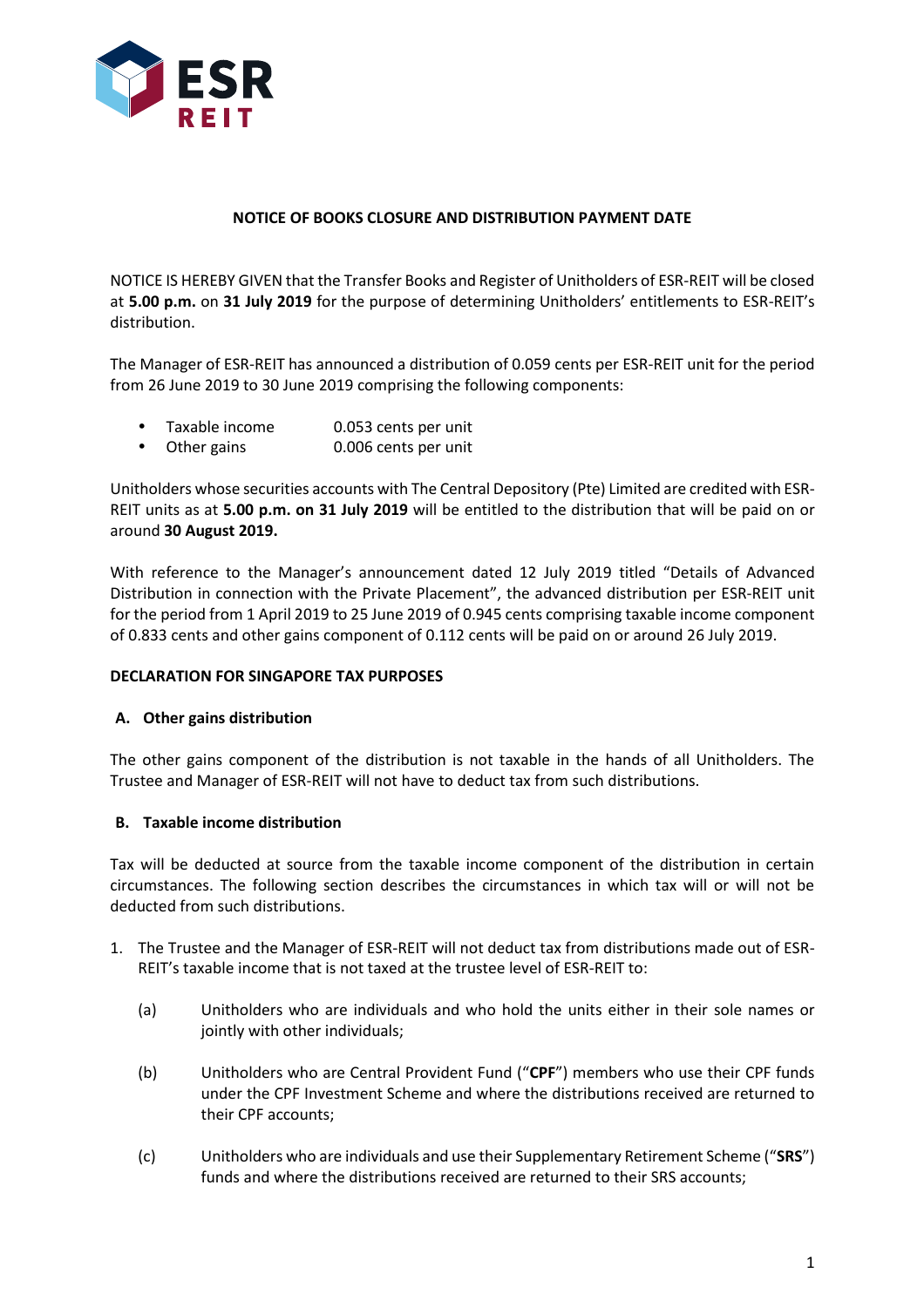**NOTICE OF BOOKS CLOSURE AND DISTRIBUTION PAYMENT DATE**

NOTICE IS HEREBY GIVEN that the Transfer Books and Register of Unitholders of ESR-REIT will be closed at **5.00 p.m.** on **31 July 2019** for the purpose of determining Unitholders' entitlements to ESR-REIT's distribution.

The Manager of ESR-REIT has announced a distribution of 0.059 cents per ESR-REIT unit for the period from 26 June 2019 to 30 June 2019 comprising the following components:

- Taxable income 0.053 cents per unit
- Other gains 0.006 cents per unit

Unitholders whose securities accounts with The Central Depository (Pte) Limited are credited with ESR-REIT units as at **5.00 p.m. on 31 July 2019** will be entitled to the distribution that will be paid on or around **30 August 2019.**

With reference to the Manager's announcement dated 12 July 2019 titled "Details of Advanced Distribution in connection with the Private Placement", the advanced distribution per ESR-REIT unit for the period from 1 April 2019 to 25 June 2019 of 0.945 cents comprising taxable income component of 0.833 cents and other gains component of 0.112 cents will be paid on or around 26 July 2019.

**DECLARATION FOR SINGAPORE TAX PURPOSES**

**A. Other gains distribution**

The other gains component of the distribution is not taxable in the hands of all Unitholders. The Trustee and Manager of ESR-REIT will not have to deduct tax from such distributions.

**B. Taxable income distribution**

Tax will be deducted at source from the taxable income component of the distribution in certain circumstances. The following section describes the circumstances in which tax will or will not be deducted from such distributions.

1. The Trustee and the Manager of ESR-REIT will not deduct tax from distributions made out of ESR-REIT's taxable income that is not taxed at the trustee level of ESR-REIT to:

   (a) Unitholders who are individuals and who hold the units either in their sole names or jointly with other individuals;

   (b) Unitholders who are Central Provident Fund ("**CPF**") members who use their CPF funds under the CPF Investment Scheme and where the distributions received are returned to their CPF accounts;

   (c) Unitholders who are individuals and use their Supplementary Retirement Scheme ("**SRS**") funds and where the distributions received are returned to their SRS accounts;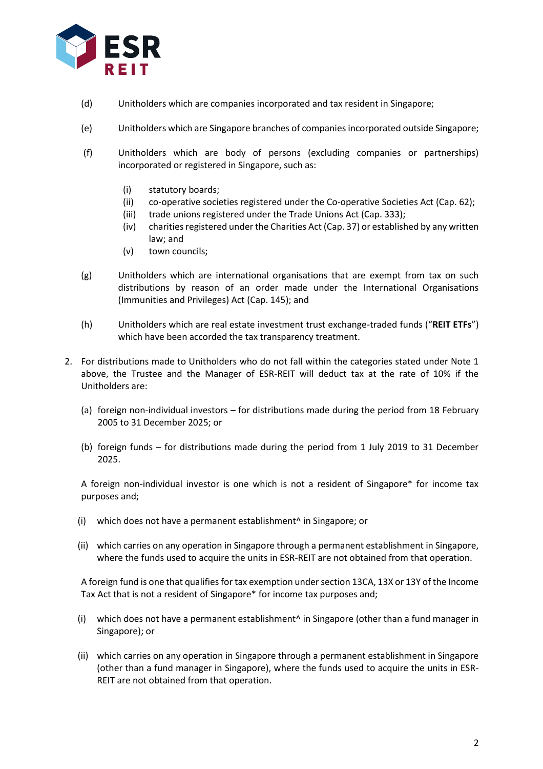(d) Unitholders which are companies incorporated and tax resident in Singapore;

(e) Unitholders which are Singapore branches of companies incorporated outside Singapore;

(f) Unitholders which are body of persons (excluding companies or partnerships) incorporated or registered in Singapore, such as:

  (i) statutory boards;
  (ii) co-operative societies registered under the Co-operative Societies Act (Cap. 62);
  (iii) trade unions registered under the Trade Unions Act (Cap. 333);
  (iv) charities registered under the Charities Act (Cap. 37) or established by any written law; and
  (v) town councils;

(g) Unitholders which are international organisations that are exempt from tax on such distributions by reason of an order made under the International Organisations (Immunities and Privileges) Act (Cap. 145); and

(h) Unitholders which are real estate investment trust exchange-traded funds ("**REIT ETFs**") which have been accorded the tax transparency treatment.

2. For distributions made to Unitholders who do not fall within the categories stated under Note 1 above, the Trustee and the Manager of ESR-REIT will deduct tax at the rate of 10% if the Unitholders are:

   (a) foreign non-individual investors – for distributions made during the period from 18 February 2005 to 31 December 2025; or

   (b) foreign funds – for distributions made during the period from 1 July 2019 to 31 December 2025.

   A foreign non-individual investor is one which is not a resident of Singapore* for income tax purposes and;

   (i) which does not have a permanent establishment^ in Singapore; or

   (ii) which carries on any operation in Singapore through a permanent establishment in Singapore, where the funds used to acquire the units in ESR-REIT are not obtained from that operation.

   A foreign fund is one that qualifies for tax exemption under section 13CA, 13X or 13Y of the Income Tax Act that is not a resident of Singapore* for income tax purposes and;

   (i) which does not have a permanent establishment^ in Singapore (other than a fund manager in Singapore); or

   (ii) which carries on any operation in Singapore through a permanent establishment in Singapore (other than a fund manager in Singapore), where the funds used to acquire the units in ESR-REIT are not obtained from that operation.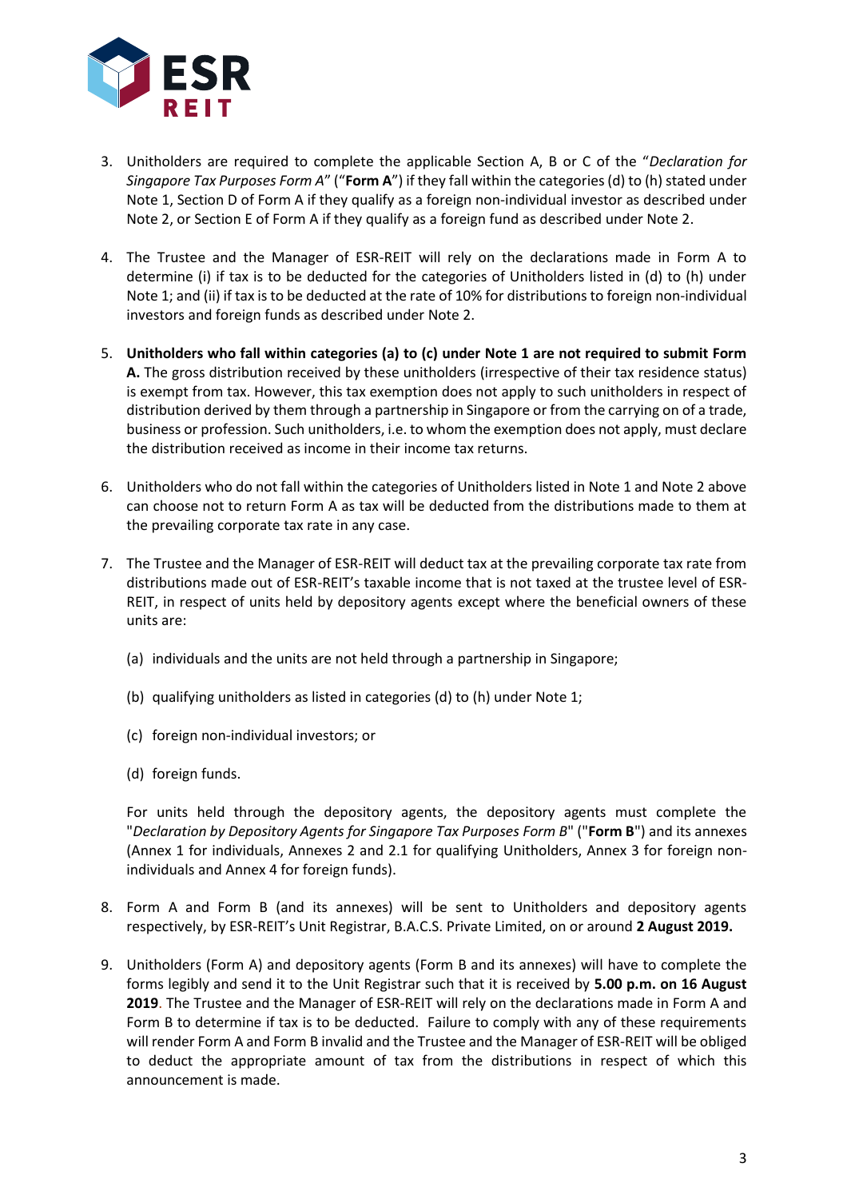3. Unitholders are required to complete the applicable Section A, B or C of the "*Declaration for Singapore Tax Purposes Form A*" ("**Form A**") if they fall within the categories (d) to (h) stated under Note 1, Section D of Form A if they qualify as a foreign non-individual investor as described under Note 2, or Section E of Form A if they qualify as a foreign fund as described under Note 2.

4. The Trustee and the Manager of ESR-REIT will rely on the declarations made in Form A to determine (i) if tax is to be deducted for the categories of Unitholders listed in (d) to (h) under Note 1; and (ii) if tax is to be deducted at the rate of 10% for distributions to foreign non-individual investors and foreign funds as described under Note 2.

5. **Unitholders who fall within categories (a) to (c) under Note 1 are not required to submit Form A.** The gross distribution received by these unitholders (irrespective of their tax residence status) is exempt from tax. However, this tax exemption does not apply to such unitholders in respect of distribution derived by them through a partnership in Singapore or from the carrying on of a trade, business or profession. Such unitholders, i.e. to whom the exemption does not apply, must declare the distribution received as income in their income tax returns.

6. Unitholders who do not fall within the categories of Unitholders listed in Note 1 and Note 2 above can choose not to return Form A as tax will be deducted from the distributions made to them at the prevailing corporate tax rate in any case.

7. The Trustee and the Manager of ESR-REIT will deduct tax at the prevailing corporate tax rate from distributions made out of ESR-REIT's taxable income that is not taxed at the trustee level of ESR-REIT, in respect of units held by depository agents except where the beneficial owners of these units are:

   (a) individuals and the units are not held through a partnership in Singapore;

   (b) qualifying unitholders as listed in categories (d) to (h) under Note 1;

   (c) foreign non-individual investors; or

   (d) foreign funds.

   For units held through the depository agents, the depository agents must complete the "*Declaration by Depository Agents for Singapore Tax Purposes Form B*" ("**Form B**") and its annexes (Annex 1 for individuals, Annexes 2 and 2.1 for qualifying Unitholders, Annex 3 for foreign non-individuals and Annex 4 for foreign funds).

8. Form A and Form B (and its annexes) will be sent to Unitholders and depository agents respectively, by ESR-REIT's Unit Registrar, B.A.C.S. Private Limited, on or around **2 August 2019.**

9. Unitholders (Form A) and depository agents (Form B and its annexes) will have to complete the forms legibly and send it to the Unit Registrar such that it is received by **5.00 p.m. on 16 August 2019**. The Trustee and the Manager of ESR-REIT will rely on the declarations made in Form A and Form B to determine if tax is to be deducted. Failure to comply with any of these requirements will render Form A and Form B invalid and the Trustee and the Manager of ESR-REIT will be obliged to deduct the appropriate amount of tax from the distributions in respect of which this announcement is made.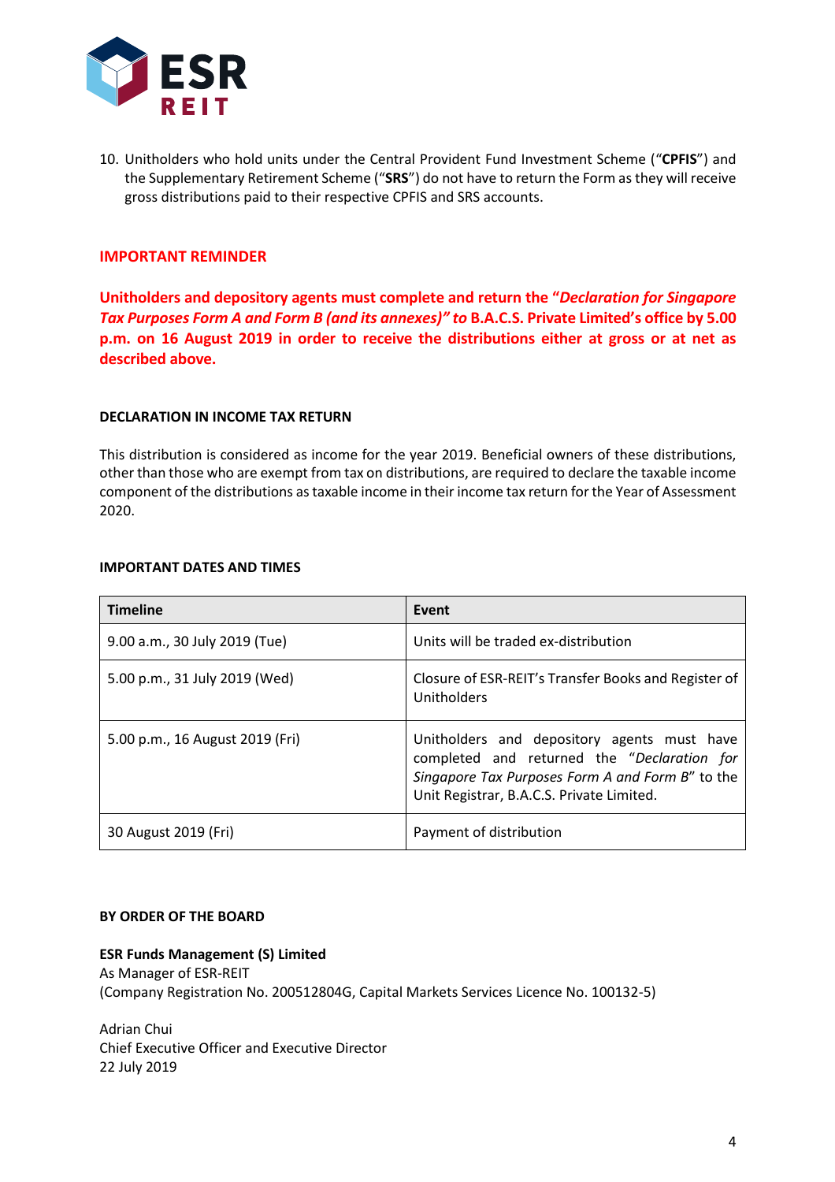10. Unitholders who hold units under the Central Provident Fund Investment Scheme ("**CPFIS**") and the Supplementary Retirement Scheme ("**SRS**") do not have to return the Form as they will receive gross distributions paid to their respective CPFIS and SRS accounts.

**IMPORTANT REMINDER**

**Unitholders and depository agents must complete and return the "*Declaration for Singapore Tax Purposes Form A and Form B (and its annexes)" to* B.A.C.S. Private Limited's office by 5.00 p.m. on 16 August 2019 in order to receive the distributions either at gross or at net as described above.**

**DECLARATION IN INCOME TAX RETURN**

This distribution is considered as income for the year 2019. Beneficial owners of these distributions, other than those who are exempt from tax on distributions, are required to declare the taxable income component of the distributions as taxable income in their income tax return for the Year of Assessment 2020.

**IMPORTANT DATES AND TIMES**

| Timeline | Event |
|---|---|
| 9.00 a.m., 30 July 2019 (Tue) | Units will be traded ex-distribution |
| 5.00 p.m., 31 July 2019 (Wed) | Closure of ESR-REIT's Transfer Books and Register of Unitholders |
| 5.00 p.m., 16 August 2019 (Fri) | Unitholders and depository agents must have completed and returned the "*Declaration for Singapore Tax Purposes Form A and Form B*" to the Unit Registrar, B.A.C.S. Private Limited. |
| 30 August 2019 (Fri) | Payment of distribution |

**BY ORDER OF THE BOARD**

**ESR Funds Management (S) Limited**
As Manager of ESR-REIT
(Company Registration No. 200512804G, Capital Markets Services Licence No. 100132-5)

Adrian Chui
Chief Executive Officer and Executive Director
22 July 2019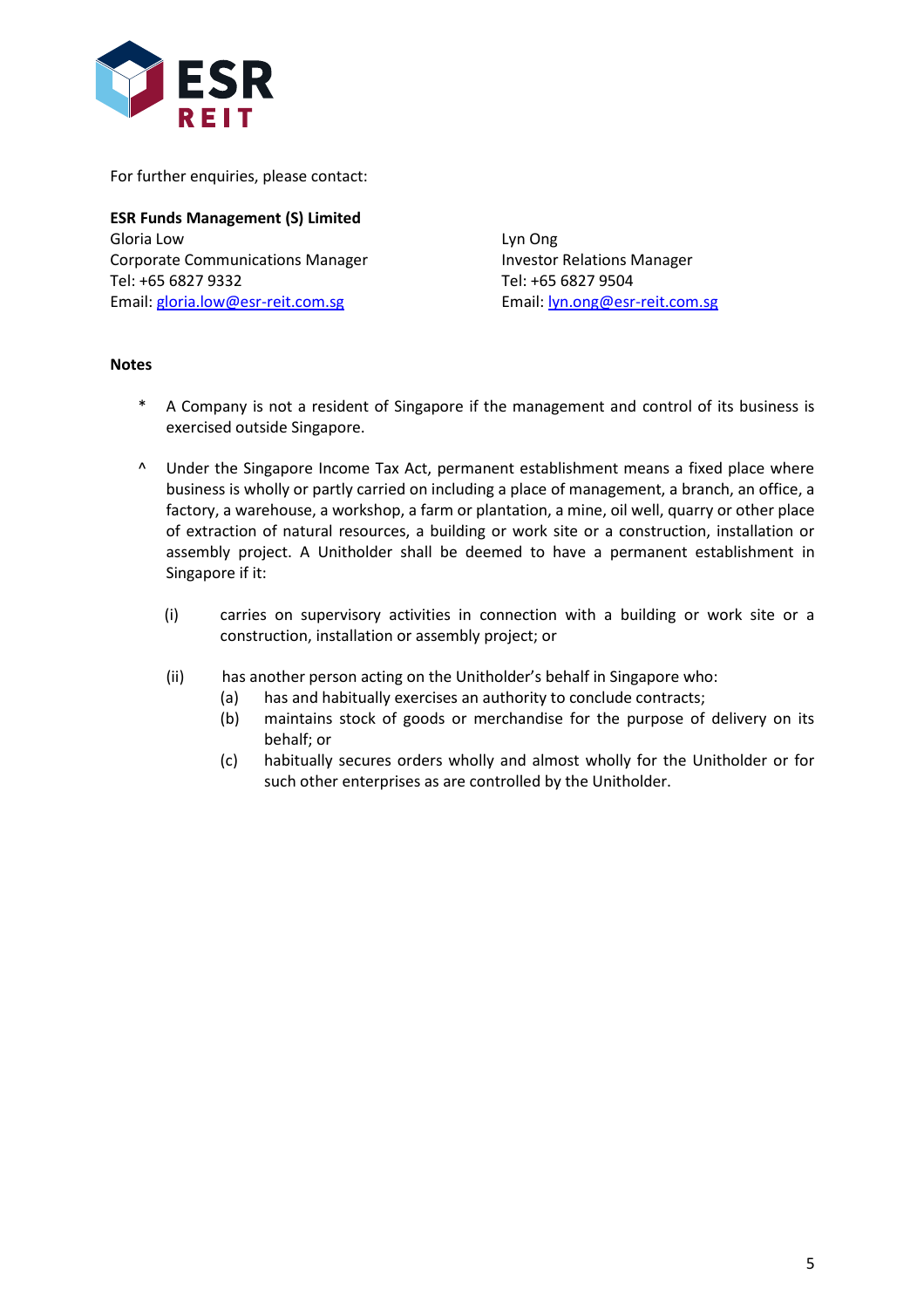For further enquiries, please contact:

**ESR Funds Management (S) Limited**

Gloria Low
Corporate Communications Manager
Tel: +65 6827 9332
Email: gloria.low@esr-reit.com.sg

Lyn Ong
Investor Relations Manager
Tel: +65 6827 9504
Email: lyn.ong@esr-reit.com.sg

**Notes**

\* A Company is not a resident of Singapore if the management and control of its business is exercised outside Singapore.

^ Under the Singapore Income Tax Act, permanent establishment means a fixed place where business is wholly or partly carried on including a place of management, a branch, an office, a factory, a warehouse, a workshop, a farm or plantation, a mine, oil well, quarry or other place of extraction of natural resources, a building or work site or a construction, installation or assembly project. A Unitholder shall be deemed to have a permanent establishment in Singapore if it:

(i) carries on supervisory activities in connection with a building or work site or a construction, installation or assembly project; or

(ii) has another person acting on the Unitholder's behalf in Singapore who:
   (a) has and habitually exercises an authority to conclude contracts;
   (b) maintains stock of goods or merchandise for the purpose of delivery on its behalf; or
   (c) habitually secures orders wholly and almost wholly for the Unitholder or for such other enterprises as are controlled by the Unitholder.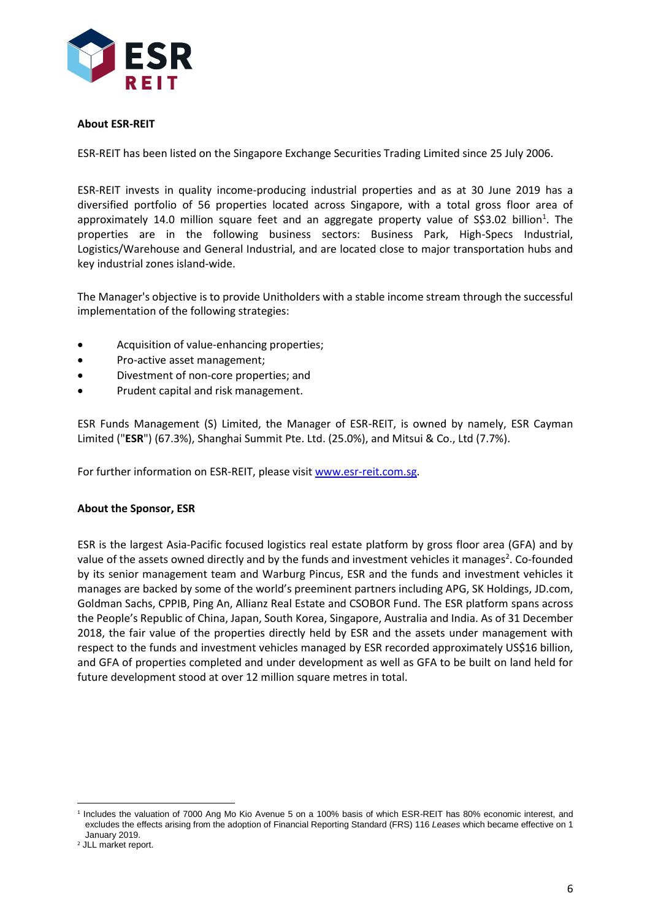**About ESR-REIT**

ESR-REIT has been listed on the Singapore Exchange Securities Trading Limited since 25 July 2006.

ESR-REIT invests in quality income-producing industrial properties and as at 30 June 2019 has a diversified portfolio of 56 properties located across Singapore, with a total gross floor area of approximately 14.0 million square feet and an aggregate property value of S$3.02 billion[1]. The properties are in the following business sectors: Business Park, High-Specs Industrial, Logistics/Warehouse and General Industrial, and are located close to major transportation hubs and key industrial zones island-wide.

The Manager's objective is to provide Unitholders with a stable income stream through the successful implementation of the following strategies:

- Acquisition of value-enhancing properties;
- Pro-active asset management;
- Divestment of non-core properties; and
- Prudent capital and risk management.

ESR Funds Management (S) Limited, the Manager of ESR-REIT, is owned by namely, ESR Cayman Limited ("**ESR**") (67.3%), Shanghai Summit Pte. Ltd. (25.0%), and Mitsui & Co., Ltd (7.7%).

For further information on ESR-REIT, please visit [www.esr-reit.com.sg](http://www.esr-reit.com.sg).

**About the Sponsor, ESR**

ESR is the largest Asia-Pacific focused logistics real estate platform by gross floor area (GFA) and by value of the assets owned directly and by the funds and investment vehicles it manages[2]. Co-founded by its senior management team and Warburg Pincus, ESR and the funds and investment vehicles it manages are backed by some of the world's preeminent partners including APG, SK Holdings, JD.com, Goldman Sachs, CPPIB, Ping An, Allianz Real Estate and CSOBOR Fund. The ESR platform spans across the People's Republic of China, Japan, South Korea, Singapore, Australia and India. As of 31 December 2018, the fair value of the properties directly held by ESR and the assets under management with respect to the funds and investment vehicles managed by ESR recorded approximately US$16 billion, and GFA of properties completed and under development as well as GFA to be built on land held for future development stood at over 12 million square metres in total.

---

[1] Includes the valuation of 7000 Ang Mo Kio Avenue 5 on a 100% basis of which ESR-REIT has 80% economic interest, and excludes the effects arising from the adoption of Financial Reporting Standard (FRS) 116 *Leases* which became effective on 1 January 2019.

[2] JLL market report.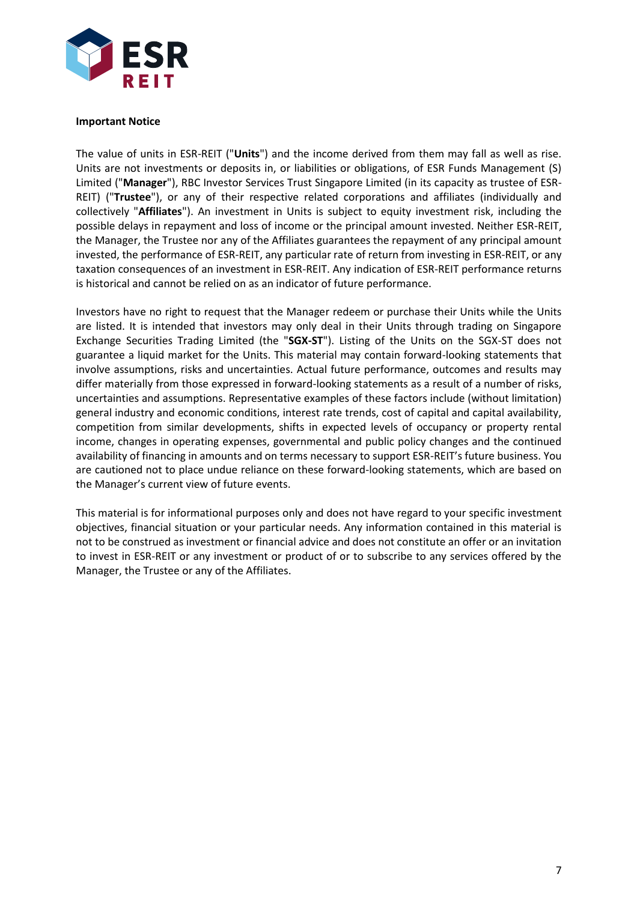**Important Notice**

The value of units in ESR-REIT ("**Units**") and the income derived from them may fall as well as rise. Units are not investments or deposits in, or liabilities or obligations, of ESR Funds Management (S) Limited ("**Manager**"), RBC Investor Services Trust Singapore Limited (in its capacity as trustee of ESR-REIT) ("**Trustee**"), or any of their respective related corporations and affiliates (individually and collectively "**Affiliates**"). An investment in Units is subject to equity investment risk, including the possible delays in repayment and loss of income or the principal amount invested. Neither ESR-REIT, the Manager, the Trustee nor any of the Affiliates guarantees the repayment of any principal amount invested, the performance of ESR-REIT, any particular rate of return from investing in ESR-REIT, or any taxation consequences of an investment in ESR-REIT. Any indication of ESR-REIT performance returns is historical and cannot be relied on as an indicator of future performance.

Investors have no right to request that the Manager redeem or purchase their Units while the Units are listed. It is intended that investors may only deal in their Units through trading on Singapore Exchange Securities Trading Limited (the "**SGX-ST**"). Listing of the Units on the SGX-ST does not guarantee a liquid market for the Units. This material may contain forward-looking statements that involve assumptions, risks and uncertainties. Actual future performance, outcomes and results may differ materially from those expressed in forward-looking statements as a result of a number of risks, uncertainties and assumptions. Representative examples of these factors include (without limitation) general industry and economic conditions, interest rate trends, cost of capital and capital availability, competition from similar developments, shifts in expected levels of occupancy or property rental income, changes in operating expenses, governmental and public policy changes and the continued availability of financing in amounts and on terms necessary to support ESR-REIT's future business. You are cautioned not to place undue reliance on these forward-looking statements, which are based on the Manager's current view of future events.

This material is for informational purposes only and does not have regard to your specific investment objectives, financial situation or your particular needs. Any information contained in this material is not to be construed as investment or financial advice and does not constitute an offer or an invitation to invest in ESR-REIT or any investment or product of or to subscribe to any services offered by the Manager, the Trustee or any of the Affiliates.